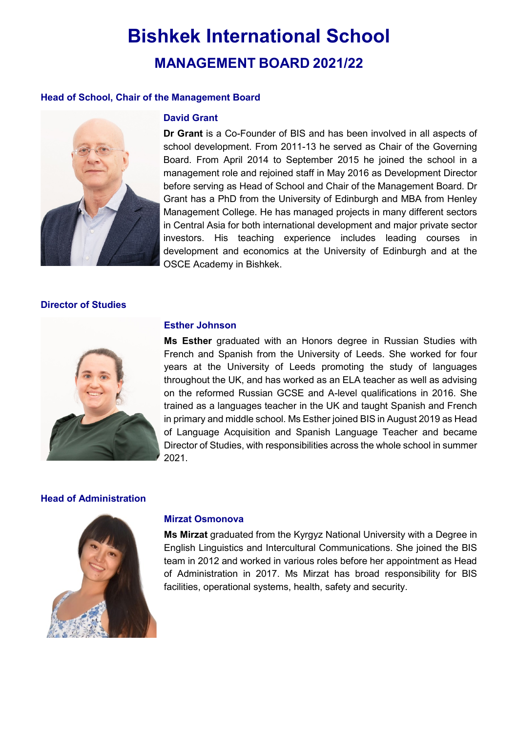# Bishkek International School

## MANAGEMENT BOARD 2021/22

### Head of School, Chair of the Management Board

**David Grant**

**Dr Grant** is a Co-Founder of BIS and has been involved in all aspects of school development. From 2011-13 he served as Chair of the Governing Board. From April 2014 to September 2015 he joined the school in a management role and rejoined staff in May 2016 as Development Director before serving as Head of School and Chair of the Management Board. Dr Grant has a PhD from the University of Edinburgh and MBA from Henley Management College. He has managed projects in many different sectors in Central Asia for both international development and major private sector investors. His teaching experience includes leading courses in development and economics at the University of Edinburgh and at the OSCE Academy in Bishkek.

### Director of Studies

**Esther Johnson**

**Ms Esther** graduated with an Honors degree in Russian Studies with French and Spanish from the University of Leeds. She worked for four years at the University of Leeds promoting the study of languages throughout the UK, and has worked as an ELA teacher as well as advising on the reformed Russian GCSE and A-level qualifications in 2016. She trained as a languages teacher in the UK and taught Spanish and French in primary and middle school. Ms Esther joined BIS in August 2019 as Head of Language Acquisition and Spanish Language Teacher and became Director of Studies, with responsibilities across the whole school in summer 2021.

### Head of Administration

**Mirzat Osmonova**

**Ms Mirzat** graduated from the Kyrgyz National University with a Degree in English Linguistics and Intercultural Communications. She joined the BIS team in 2012 and worked in various roles before her appointment as Head of Administration in 2017. Ms Mirzat has broad responsibility for BIS facilities, operational systems, health, safety and security.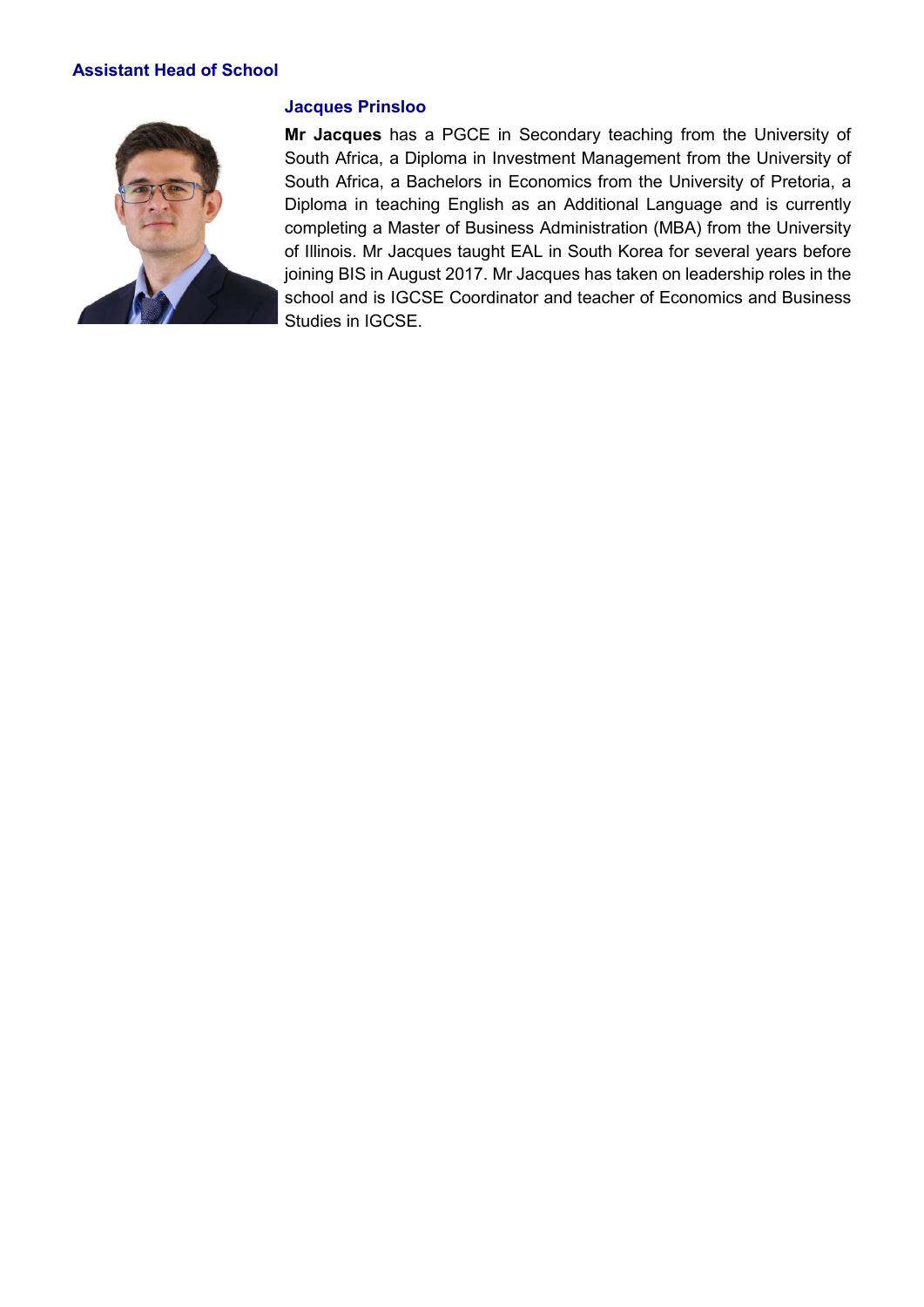## Assistant Head of School

### Jacques Prinsloo

**Mr Jacques** has a PGCE in Secondary teaching from the University of South Africa, a Diploma in Investment Management from the University of South Africa, a Bachelors in Economics from the University of Pretoria, a Diploma in teaching English as an Additional Language and is currently completing a Master of Business Administration (MBA) from the University of Illinois. Mr Jacques taught EAL in South Korea for several years before joining BIS in August 2017. Mr Jacques has taken on leadership roles in the school and is IGCSE Coordinator and teacher of Economics and Business Studies in IGCSE.